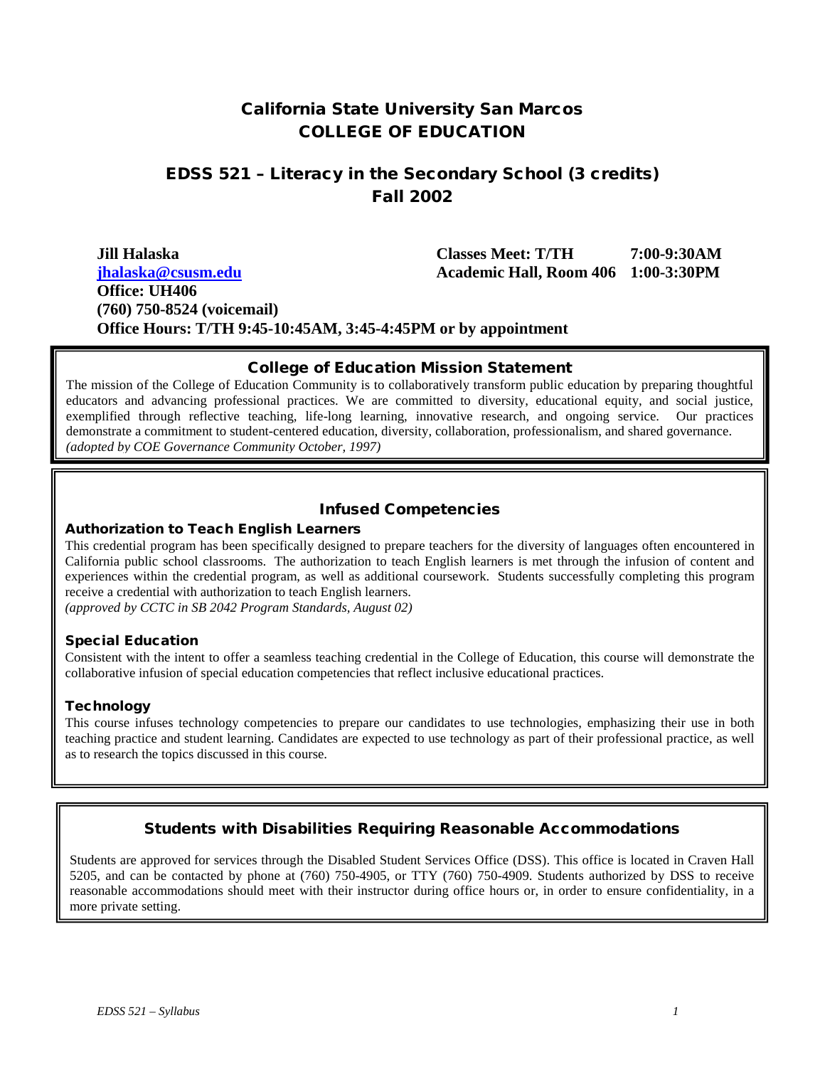# California State University San Marcos
# COLLEGE OF EDUCATION

## EDSS 521 – Literacy in the Secondary School (3 credits)
## Fall 2002

**Jill Halaska**
**jhalaska@csusm.edu**
**Office: UH406**
**(760) 750-8524 (voicemail)**
**Office Hours: T/TH 9:45-10:45AM, 3:45-4:45PM or by appointment**

**Classes Meet: T/TH 7:00-9:30AM**
**Academic Hall, Room 406 1:00-3:30PM**

### College of Education Mission Statement

The mission of the College of Education Community is to collaboratively transform public education by preparing thoughtful educators and advancing professional practices. We are committed to diversity, educational equity, and social justice, exemplified through reflective teaching, life-long learning, innovative research, and ongoing service. Our practices demonstrate a commitment to student-centered education, diversity, collaboration, professionalism, and shared governance.
*(adopted by COE Governance Community October, 1997)*

### Infused Competencies

#### Authorization to Teach English Learners

This credential program has been specifically designed to prepare teachers for the diversity of languages often encountered in California public school classrooms. The authorization to teach English learners is met through the infusion of content and experiences within the credential program, as well as additional coursework. Students successfully completing this program receive a credential with authorization to teach English learners.
*(approved by CCTC in SB 2042 Program Standards, August 02)*

#### Special Education

Consistent with the intent to offer a seamless teaching credential in the College of Education, this course will demonstrate the collaborative infusion of special education competencies that reflect inclusive educational practices.

#### Technology

This course infuses technology competencies to prepare our candidates to use technologies, emphasizing their use in both teaching practice and student learning. Candidates are expected to use technology as part of their professional practice, as well as to research the topics discussed in this course.

### Students with Disabilities Requiring Reasonable Accommodations

Students are approved for services through the Disabled Student Services Office (DSS). This office is located in Craven Hall 5205, and can be contacted by phone at (760) 750-4905, or TTY (760) 750-4909. Students authorized by DSS to receive reasonable accommodations should meet with their instructor during office hours or, in order to ensure confidentiality, in a more private setting.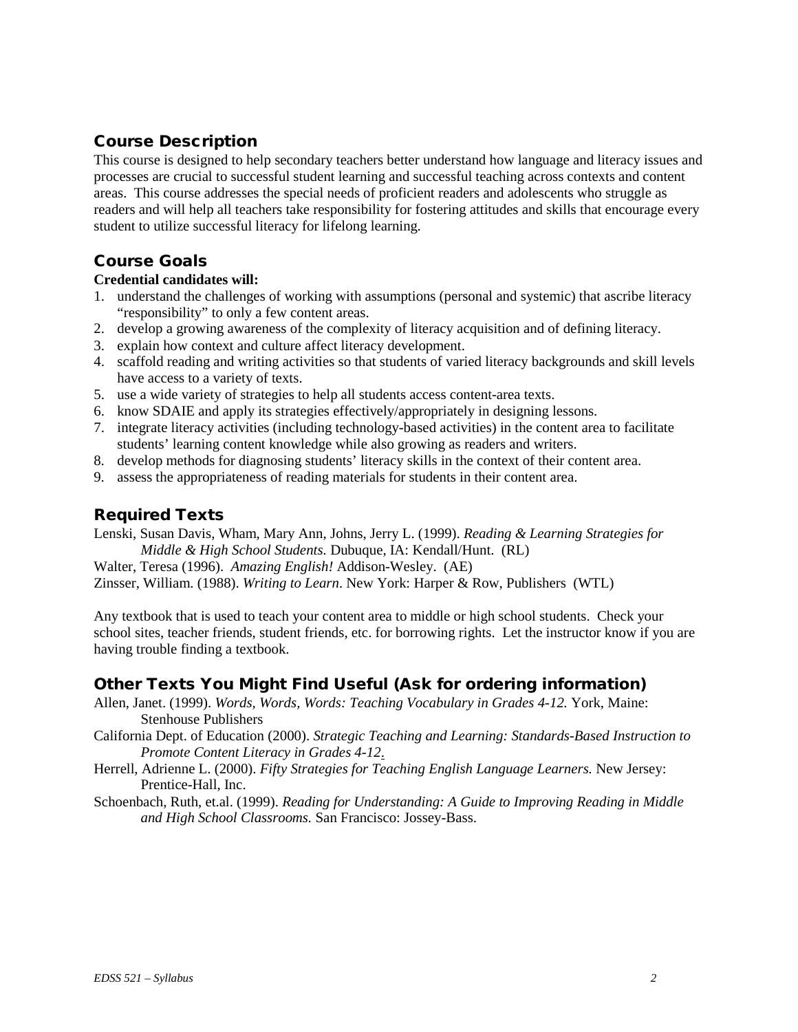## Course Description

This course is designed to help secondary teachers better understand how language and literacy issues and processes are crucial to successful student learning and successful teaching across contexts and content areas. This course addresses the special needs of proficient readers and adolescents who struggle as readers and will help all teachers take responsibility for fostering attitudes and skills that encourage every student to utilize successful literacy for lifelong learning.

## Course Goals

**Credential candidates will:**

1. understand the challenges of working with assumptions (personal and systemic) that ascribe literacy "responsibility" to only a few content areas.
2. develop a growing awareness of the complexity of literacy acquisition and of defining literacy.
3. explain how context and culture affect literacy development.
4. scaffold reading and writing activities so that students of varied literacy backgrounds and skill levels have access to a variety of texts.
5. use a wide variety of strategies to help all students access content-area texts.
6. know SDAIE and apply its strategies effectively/appropriately in designing lessons.
7. integrate literacy activities (including technology-based activities) in the content area to facilitate students' learning content knowledge while also growing as readers and writers.
8. develop methods for diagnosing students' literacy skills in the context of their content area.
9. assess the appropriateness of reading materials for students in their content area.

## Required Texts

Lenski, Susan Davis, Wham, Mary Ann, Johns, Jerry L. (1999). *Reading & Learning Strategies for Middle & High School Students.* Dubuque, IA: Kendall/Hunt. (RL)

Walter, Teresa (1996). *Amazing English!* Addison-Wesley. (AE)

Zinsser, William. (1988). *Writing to Learn*. New York: Harper & Row, Publishers (WTL)

Any textbook that is used to teach your content area to middle or high school students. Check your school sites, teacher friends, student friends, etc. for borrowing rights. Let the instructor know if you are having trouble finding a textbook.

## Other Texts You Might Find Useful (Ask for ordering information)

Allen, Janet. (1999). *Words, Words, Words: Teaching Vocabulary in Grades 4-12.* York, Maine: Stenhouse Publishers

California Dept. of Education (2000). *Strategic Teaching and Learning: Standards-Based Instruction to Promote Content Literacy in Grades 4-12*.

Herrell, Adrienne L. (2000). *Fifty Strategies for Teaching English Language Learners.* New Jersey: Prentice-Hall, Inc.

Schoenbach, Ruth, et.al. (1999). *Reading for Understanding: A Guide to Improving Reading in Middle and High School Classrooms.* San Francisco: Jossey-Bass.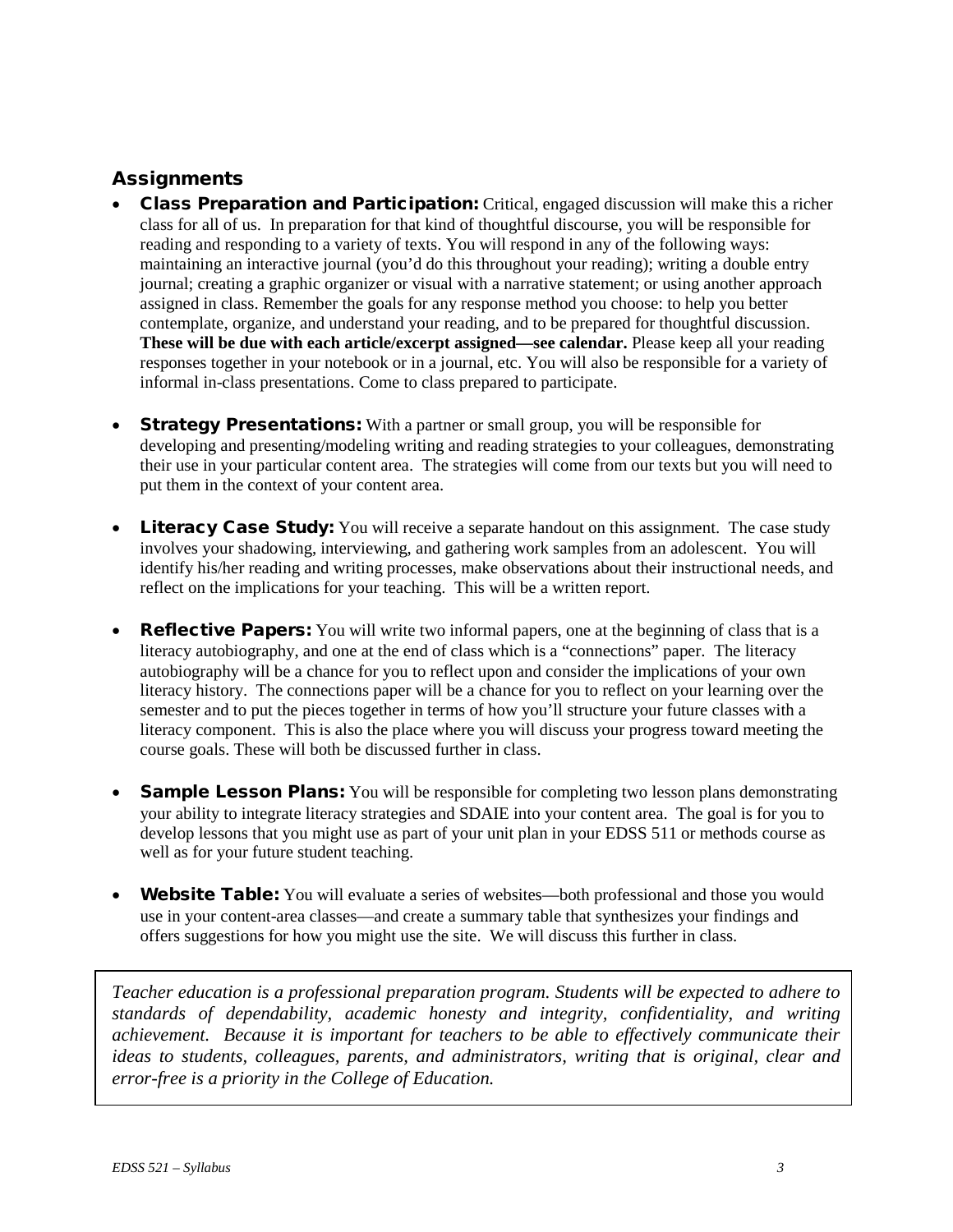## Assignments

- **Class Preparation and Participation:** Critical, engaged discussion will make this a richer class for all of us. In preparation for that kind of thoughtful discourse, you will be responsible for reading and responding to a variety of texts. You will respond in any of the following ways: maintaining an interactive journal (you'd do this throughout your reading); writing a double entry journal; creating a graphic organizer or visual with a narrative statement; or using another approach assigned in class. Remember the goals for any response method you choose: to help you better contemplate, organize, and understand your reading, and to be prepared for thoughtful discussion. **These will be due with each article/excerpt assigned—see calendar.** Please keep all your reading responses together in your notebook or in a journal, etc. You will also be responsible for a variety of informal in-class presentations. Come to class prepared to participate.

- **Strategy Presentations:** With a partner or small group, you will be responsible for developing and presenting/modeling writing and reading strategies to your colleagues, demonstrating their use in your particular content area. The strategies will come from our texts but you will need to put them in the context of your content area.

- **Literacy Case Study:** You will receive a separate handout on this assignment. The case study involves your shadowing, interviewing, and gathering work samples from an adolescent. You will identify his/her reading and writing processes, make observations about their instructional needs, and reflect on the implications for your teaching. This will be a written report.

- **Reflective Papers:** You will write two informal papers, one at the beginning of class that is a literacy autobiography, and one at the end of class which is a "connections" paper. The literacy autobiography will be a chance for you to reflect upon and consider the implications of your own literacy history. The connections paper will be a chance for you to reflect on your learning over the semester and to put the pieces together in terms of how you'll structure your future classes with a literacy component. This is also the place where you will discuss your progress toward meeting the course goals. These will both be discussed further in class.

- **Sample Lesson Plans:** You will be responsible for completing two lesson plans demonstrating your ability to integrate literacy strategies and SDAIE into your content area. The goal is for you to develop lessons that you might use as part of your unit plan in your EDSS 511 or methods course as well as for your future student teaching.

- **Website Table:** You will evaluate a series of websites—both professional and those you would use in your content-area classes—and create a summary table that synthesizes your findings and offers suggestions for how you might use the site. We will discuss this further in class.

*Teacher education is a professional preparation program. Students will be expected to adhere to standards of dependability, academic honesty and integrity, confidentiality, and writing achievement. Because it is important for teachers to be able to effectively communicate their ideas to students, colleagues, parents, and administrators, writing that is original, clear and error-free is a priority in the College of Education.*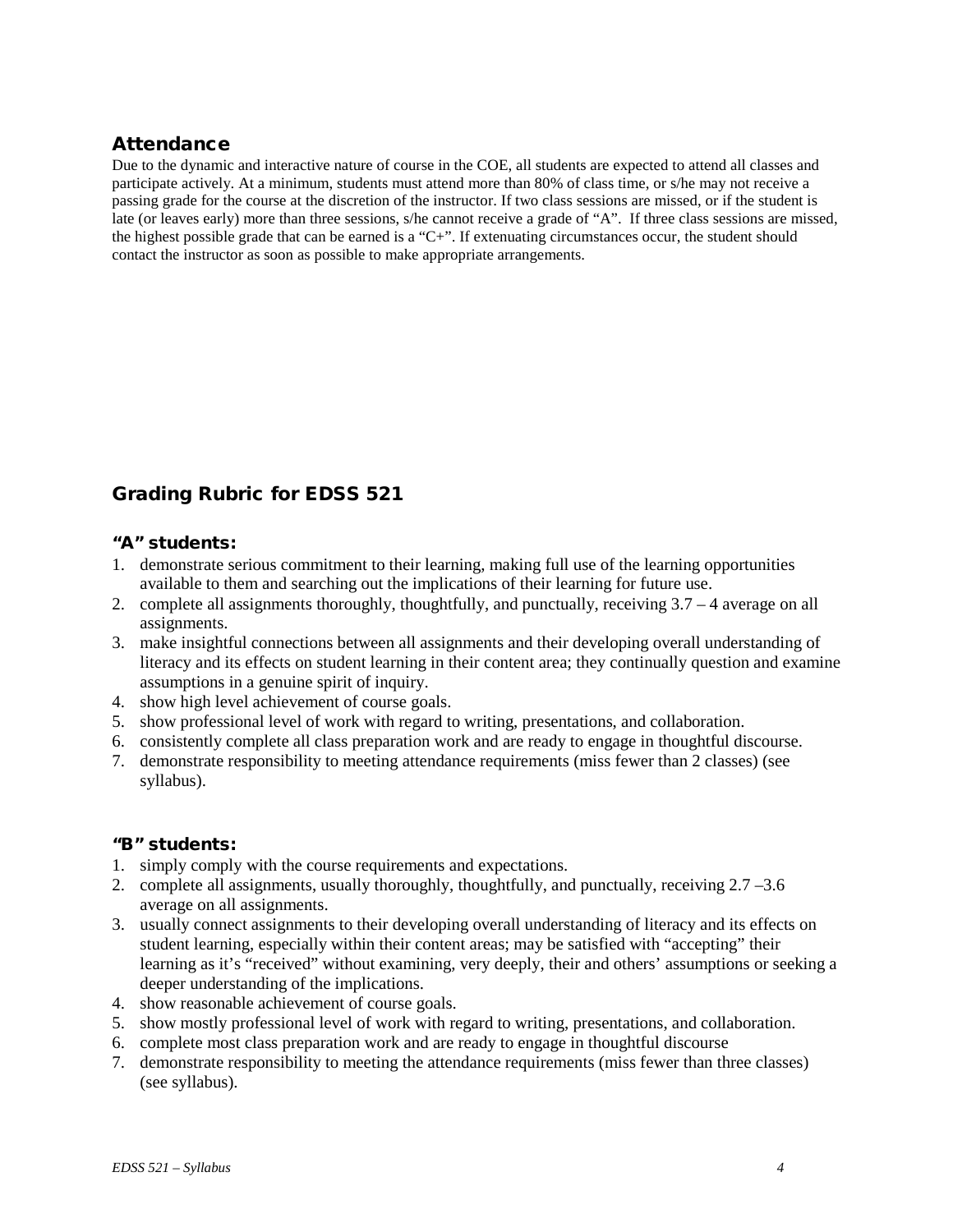## Attendance

Due to the dynamic and interactive nature of course in the COE, all students are expected to attend all classes and participate actively. At a minimum, students must attend more than 80% of class time, or s/he may not receive a passing grade for the course at the discretion of the instructor. If two class sessions are missed, or if the student is late (or leaves early) more than three sessions, s/he cannot receive a grade of "A". If three class sessions are missed, the highest possible grade that can be earned is a "C+". If extenuating circumstances occur, the student should contact the instructor as soon as possible to make appropriate arrangements.

## Grading Rubric for EDSS 521

### "A" students:

1. demonstrate serious commitment to their learning, making full use of the learning opportunities available to them and searching out the implications of their learning for future use.
2. complete all assignments thoroughly, thoughtfully, and punctually, receiving 3.7 – 4 average on all assignments.
3. make insightful connections between all assignments and their developing overall understanding of literacy and its effects on student learning in their content area; they continually question and examine assumptions in a genuine spirit of inquiry.
4. show high level achievement of course goals.
5. show professional level of work with regard to writing, presentations, and collaboration.
6. consistently complete all class preparation work and are ready to engage in thoughtful discourse.
7. demonstrate responsibility to meeting attendance requirements (miss fewer than 2 classes) (see syllabus).

### "B" students:

1. simply comply with the course requirements and expectations.
2. complete all assignments, usually thoroughly, thoughtfully, and punctually, receiving 2.7 –3.6 average on all assignments.
3. usually connect assignments to their developing overall understanding of literacy and its effects on student learning, especially within their content areas; may be satisfied with "accepting" their learning as it's "received" without examining, very deeply, their and others' assumptions or seeking a deeper understanding of the implications.
4. show reasonable achievement of course goals.
5. show mostly professional level of work with regard to writing, presentations, and collaboration.
6. complete most class preparation work and are ready to engage in thoughtful discourse
7. demonstrate responsibility to meeting the attendance requirements (miss fewer than three classes) (see syllabus).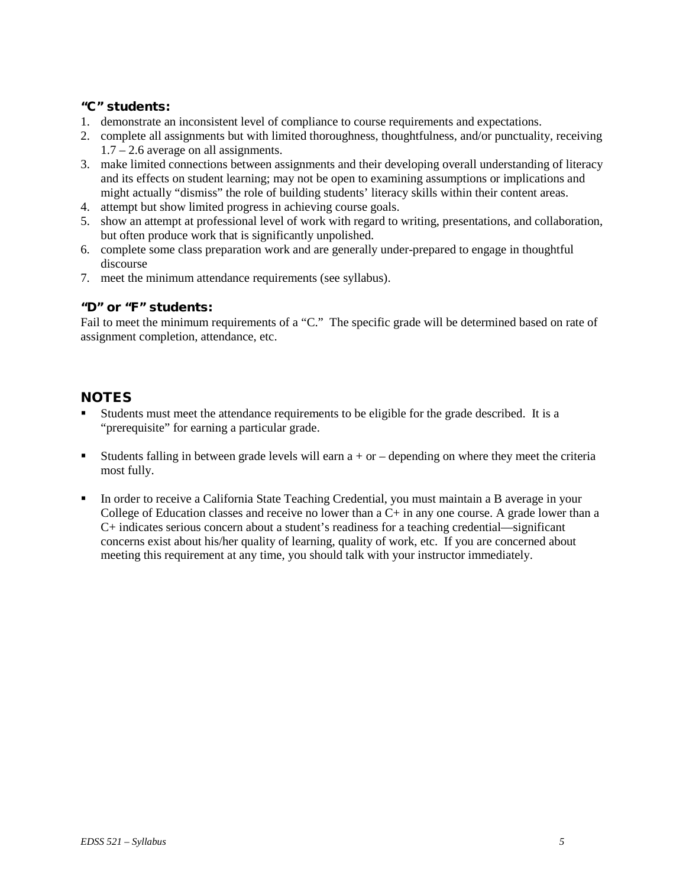### "C" students:

1. demonstrate an inconsistent level of compliance to course requirements and expectations.
2. complete all assignments but with limited thoroughness, thoughtfulness, and/or punctuality, receiving 1.7 – 2.6 average on all assignments.
3. make limited connections between assignments and their developing overall understanding of literacy and its effects on student learning; may not be open to examining assumptions or implications and might actually "dismiss" the role of building students' literacy skills within their content areas.
4. attempt but show limited progress in achieving course goals.
5. show an attempt at professional level of work with regard to writing, presentations, and collaboration, but often produce work that is significantly unpolished.
6. complete some class preparation work and are generally under-prepared to engage in thoughtful discourse
7. meet the minimum attendance requirements (see syllabus).

### "D" or "F" students:

Fail to meet the minimum requirements of a "C." The specific grade will be determined based on rate of assignment completion, attendance, etc.

## NOTES

- Students must meet the attendance requirements to be eligible for the grade described. It is a "prerequisite" for earning a particular grade.
- Students falling in between grade levels will earn a + or – depending on where they meet the criteria most fully.
- In order to receive a California State Teaching Credential, you must maintain a B average in your College of Education classes and receive no lower than a C+ in any one course. A grade lower than a C+ indicates serious concern about a student's readiness for a teaching credential—significant concerns exist about his/her quality of learning, quality of work, etc. If you are concerned about meeting this requirement at any time, you should talk with your instructor immediately.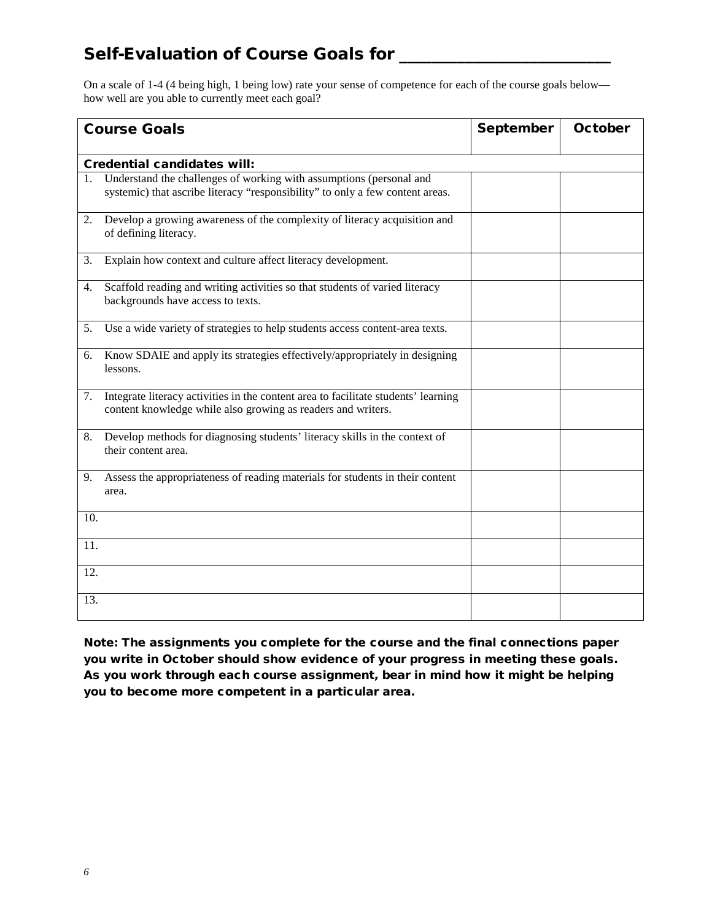# Self-Evaluation of Course Goals for ______________________

On a scale of 1-4 (4 being high, 1 being low) rate your sense of competence for each of the course goals below—how well are you able to currently meet each goal?

| Course Goals | September | October |
|---|---|---|
| **Credential candidates will:** | | |
| 1. Understand the challenges of working with assumptions (personal and systemic) that ascribe literacy "responsibility" to only a few content areas. | | |
| 2. Develop a growing awareness of the complexity of literacy acquisition and of defining literacy. | | |
| 3. Explain how context and culture affect literacy development. | | |
| 4. Scaffold reading and writing activities so that students of varied literacy backgrounds have access to texts. | | |
| 5. Use a wide variety of strategies to help students access content-area texts. | | |
| 6. Know SDAIE and apply its strategies effectively/appropriately in designing lessons. | | |
| 7. Integrate literacy activities in the content area to facilitate students' learning content knowledge while also growing as readers and writers. | | |
| 8. Develop methods for diagnosing students' literacy skills in the context of their content area. | | |
| 9. Assess the appropriateness of reading materials for students in their content area. | | |
| 10. | | |
| 11. | | |
| 12. | | |
| 13. | | |

**Note: The assignments you complete for the course and the final connections paper you write in October should show evidence of your progress in meeting these goals. As you work through each course assignment, bear in mind how it might be helping you to become more competent in a particular area.**